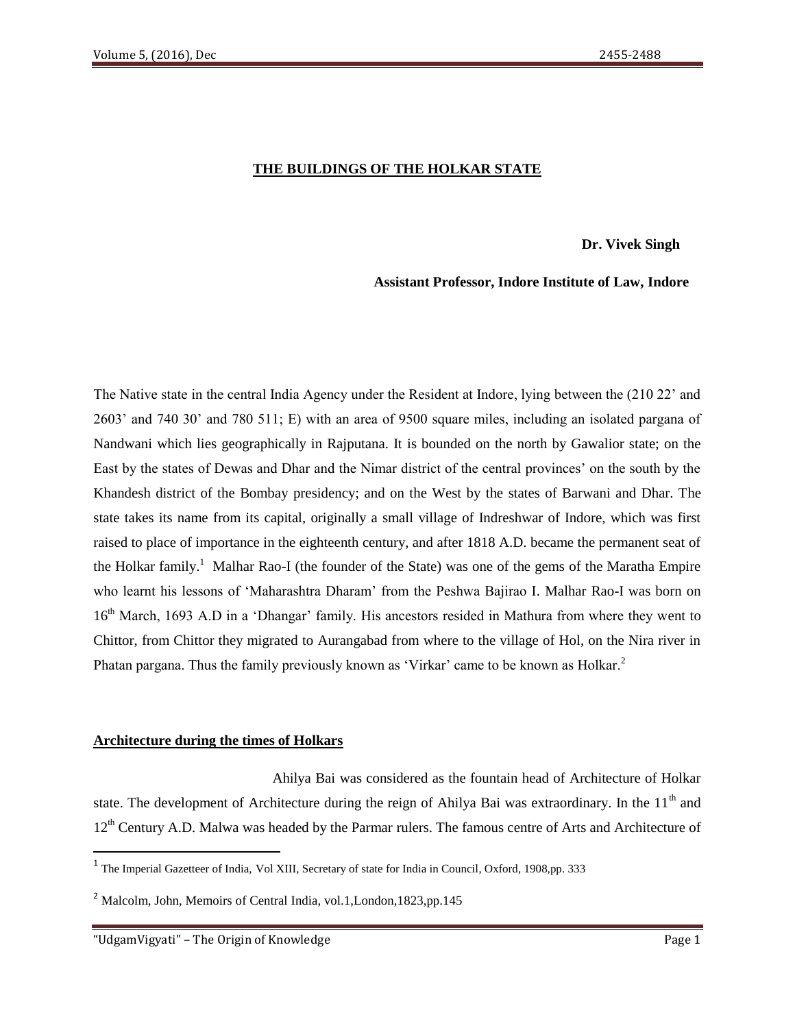## THE BUILDINGS OF THE HOLKAR STATE

**Dr. Vivek Singh**

**Assistant Professor, Indore Institute of Law, Indore**

The Native state in the central India Agency under the Resident at Indore, lying between the (210 22' and 2603' and 740 30' and 780 511; E) with an area of 9500 square miles, including an isolated pargana of Nandwani which lies geographically in Rajputana. It is bounded on the north by Gawalior state; on the East by the states of Dewas and Dhar and the Nimar district of the central provinces' on the south by the Khandesh district of the Bombay presidency; and on the West by the states of Barwani and Dhar. The state takes its name from its capital, originally a small village of Indreshwar of Indore, which was first raised to place of importance in the eighteenth century, and after 1818 A.D. became the permanent seat of the Holkar family.[1] Malhar Rao-I (the founder of the State) was one of the gems of the Maratha Empire who learnt his lessons of 'Maharashtra Dharam' from the Peshwa Bajirao I. Malhar Rao-I was born on 16th March, 1693 A.D in a 'Dhangar' family. His ancestors resided in Mathura from where they went to Chittor, from Chittor they migrated to Aurangabad from where to the village of Hol, on the Nira river in Phatan pargana. Thus the family previously known as 'Virkar' came to be known as Holkar.[2]

### Architecture during the times of Holkars

Ahilya Bai was considered as the fountain head of Architecture of Holkar state. The development of Architecture during the reign of Ahilya Bai was extraordinary. In the 11th and 12th Century A.D. Malwa was headed by the Parmar rulers. The famous centre of Arts and Architecture of

---

[1] The Imperial Gazetteer of India, Vol XIII, Secretary of state for India in Council, Oxford, 1908,pp. 333

[2] Malcolm, John, Memoirs of Central India, vol.1,London,1823,pp.145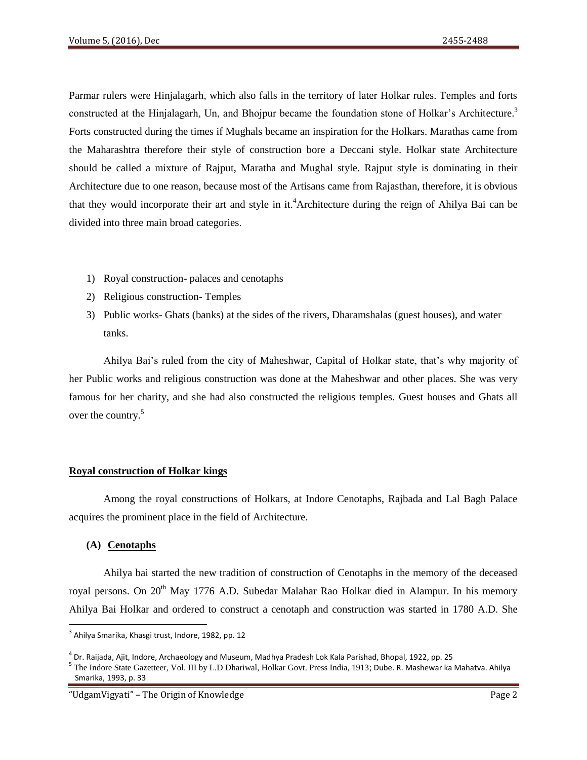Parmar rulers were Hinjalagarh, which also falls in the territory of later Holkar rules. Temples and forts constructed at the Hinjalagarh, Un, and Bhojpur became the foundation stone of Holkar's Architecture.[3] Forts constructed during the times if Mughals became an inspiration for the Holkars. Marathas came from the Maharashtra therefore their style of construction bore a Deccani style. Holkar state Architecture should be called a mixture of Rajput, Maratha and Mughal style. Rajput style is dominating in their Architecture due to one reason, because most of the Artisans came from Rajasthan, therefore, it is obvious that they would incorporate their art and style in it.[4]Architecture during the reign of Ahilya Bai can be divided into three main broad categories.

1) Royal construction- palaces and cenotaphs
2) Religious construction- Temples
3) Public works- Ghats (banks) at the sides of the rivers, Dharamshalas (guest houses), and water tanks.

Ahilya Bai's ruled from the city of Maheshwar, Capital of Holkar state, that's why majority of her Public works and religious construction was done at the Maheshwar and other places. She was very famous for her charity, and she had also constructed the religious temples. Guest houses and Ghats all over the country.[5]

**Royal construction of Holkar kings**

Among the royal constructions of Holkars, at Indore Cenotaphs, Rajbada and Lal Bagh Palace acquires the prominent place in the field of Architecture.

**(A) Cenotaphs**

Ahilya bai started the new tradition of construction of Cenotaphs in the memory of the deceased royal persons. On 20th May 1776 A.D. Subedar Malahar Rao Holkar died in Alampur. In his memory Ahilya Bai Holkar and ordered to construct a cenotaph and construction was started in 1780 A.D. She

---

[3] Ahilya Smarika, Khasgi trust, Indore, 1982, pp. 12

[4] Dr. Raijada, Ajit, Indore, Archaeology and Museum, Madhya Pradesh Lok Kala Parishad, Bhopal, 1922, pp. 25

[5] The Indore State Gazetteer, Vol. III by L.D Dhariwal, Holkar Govt. Press India, 1913; Dube. R. Mashewar ka Mahatva. Ahilya Smarika, 1993, p. 33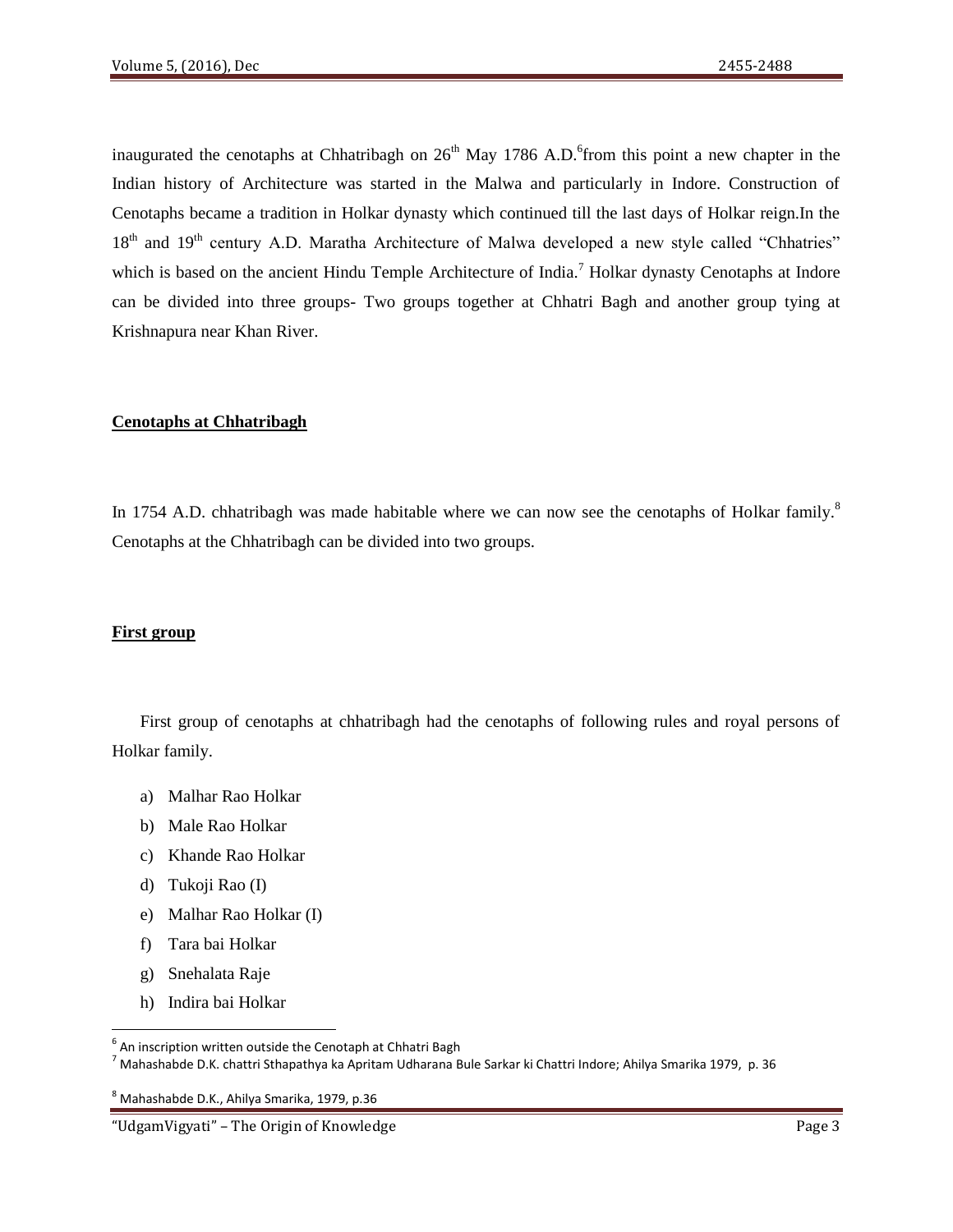inaugurated the cenotaphs at Chhatribagh on 26th May 1786 A.D.[6]from this point a new chapter in the Indian history of Architecture was started in the Malwa and particularly in Indore. Construction of Cenotaphs became a tradition in Holkar dynasty which continued till the last days of Holkar reign.In the 18th and 19th century A.D. Maratha Architecture of Malwa developed a new style called "Chhatries" which is based on the ancient Hindu Temple Architecture of India.[7] Holkar dynasty Cenotaphs at Indore can be divided into three groups- Two groups together at Chhatri Bagh and another group tying at Krishnapura near Khan River.

**Cenotaphs at Chhatribagh**

In 1754 A.D. chhatribagh was made habitable where we can now see the cenotaphs of Holkar family.[8] Cenotaphs at the Chhatribagh can be divided into two groups.

**First group**

First group of cenotaphs at chhatribagh had the cenotaphs of following rules and royal persons of Holkar family.

a) Malhar Rao Holkar
b) Male Rao Holkar
c) Khande Rao Holkar
d) Tukoji Rao (I)
e) Malhar Rao Holkar (I)
f) Tara bai Holkar
g) Snehalata Raje
h) Indira bai Holkar

---

[6] An inscription written outside the Cenotaph at Chhatri Bagh

[7] Mahashabde D.K. chattri Sthapathya ka Apritam Udharana Bule Sarkar ki Chattri Indore; Ahilya Smarika 1979, p. 36

[8] Mahashabde D.K., Ahilya Smarika, 1979, p.36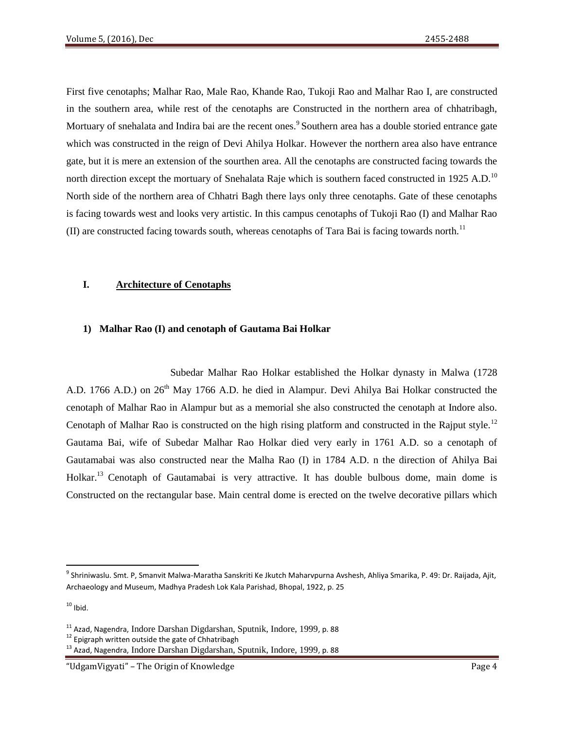First five cenotaphs; Malhar Rao, Male Rao, Khande Rao, Tukoji Rao and Malhar Rao I, are constructed in the southern area, while rest of the cenotaphs are Constructed in the northern area of chhatribagh, Mortuary of snehalata and Indira bai are the recent ones.[9] Southern area has a double storied entrance gate which was constructed in the reign of Devi Ahilya Holkar. However the northern area also have entrance gate, but it is mere an extension of the sourthen area. All the cenotaphs are constructed facing towards the north direction except the mortuary of Snehalata Raje which is southern faced constructed in 1925 A.D.[10] North side of the northern area of Chhatri Bagh there lays only three cenotaphs. Gate of these cenotaphs is facing towards west and looks very artistic. In this campus cenotaphs of Tukoji Rao (I) and Malhar Rao (II) are constructed facing towards south, whereas cenotaphs of Tara Bai is facing towards north.[11]

## I. <u>Architecture of Cenotaphs</u>

### 1) Malhar Rao (I) and cenotaph of Gautama Bai Holkar

Subedar Malhar Rao Holkar established the Holkar dynasty in Malwa (1728 A.D. 1766 A.D.) on 26th May 1766 A.D. he died in Alampur. Devi Ahilya Bai Holkar constructed the cenotaph of Malhar Rao in Alampur but as a memorial she also constructed the cenotaph at Indore also. Cenotaph of Malhar Rao is constructed on the high rising platform and constructed in the Rajput style.[12] Gautama Bai, wife of Subedar Malhar Rao Holkar died very early in 1761 A.D. so a cenotaph of Gautamabai was also constructed near the Malha Rao (I) in 1784 A.D. n the direction of Ahilya Bai Holkar.[13] Cenotaph of Gautamabai is very attractive. It has double bulbous dome, main dome is Constructed on the rectangular base. Main central dome is erected on the twelve decorative pillars which

---

[9] Shriniwaslu. Smt. P, Smanvit Malwa-Maratha Sanskriti Ke Jkutch Maharvpurna Avshesh, Ahliya Smarika, P. 49: Dr. Raijada, Ajit, Archaeology and Museum, Madhya Pradesh Lok Kala Parishad, Bhopal, 1922, p. 25

[10] Ibid.

[11] Azad, Nagendra, Indore Darshan Digdarshan, Sputnik, Indore, 1999, p. 88

[12] Epigraph written outside the gate of Chhatribagh

[13] Azad, Nagendra, Indore Darshan Digdarshan, Sputnik, Indore, 1999, p. 88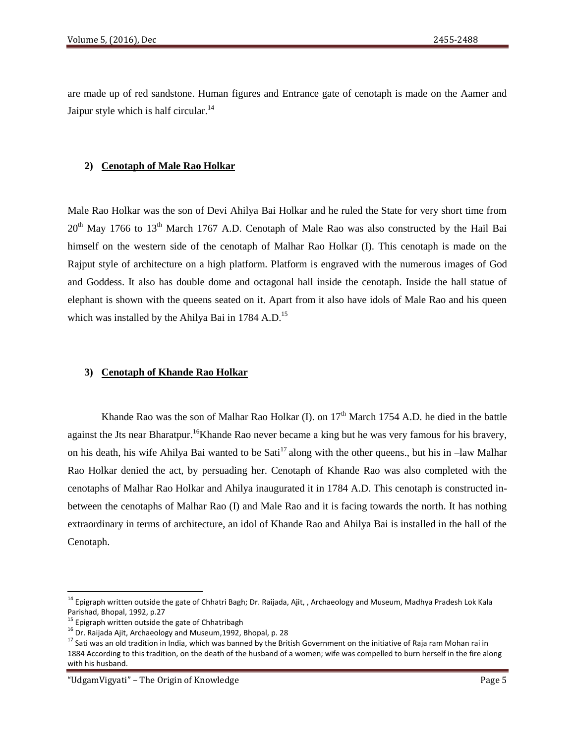are made up of red sandstone. Human figures and Entrance gate of cenotaph is made on the Aamer and Jaipur style which is half circular.[14]

### 2) Cenotaph of Male Rao Holkar

Male Rao Holkar was the son of Devi Ahilya Bai Holkar and he ruled the State for very short time from 20th May 1766 to 13th March 1767 A.D. Cenotaph of Male Rao was also constructed by the Hail Bai himself on the western side of the cenotaph of Malhar Rao Holkar (I). This cenotaph is made on the Rajput style of architecture on a high platform. Platform is engraved with the numerous images of God and Goddess. It also has double dome and octagonal hall inside the cenotaph. Inside the hall statue of elephant is shown with the queens seated on it. Apart from it also have idols of Male Rao and his queen which was installed by the Ahilya Bai in 1784 A.D.[15]

### 3) Cenotaph of Khande Rao Holkar

Khande Rao was the son of Malhar Rao Holkar (I). on 17th March 1754 A.D. he died in the battle against the Jts near Bharatpur.[16]Khande Rao never became a king but he was very famous for his bravery, on his death, his wife Ahilya Bai wanted to be Sati[17] along with the other queens., but his in –law Malhar Rao Holkar denied the act, by persuading her. Cenotaph of Khande Rao was also completed with the cenotaphs of Malhar Rao Holkar and Ahilya inaugurated it in 1784 A.D. This cenotaph is constructed in-between the cenotaphs of Malhar Rao (I) and Male Rao and it is facing towards the north. It has nothing extraordinary in terms of architecture, an idol of Khande Rao and Ahilya Bai is installed in the hall of the Cenotaph.

---

[14] Epigraph written outside the gate of Chhatri Bagh; Dr. Raijada, Ajit, , Archaeology and Museum, Madhya Pradesh Lok Kala Parishad, Bhopal, 1992, p.27

[15] Epigraph written outside the gate of Chhatribagh

[16] Dr. Raijada Ajit, Archaeology and Museum,1992, Bhopal, p. 28

[17] Sati was an old tradition in India, which was banned by the British Government on the initiative of Raja ram Mohan rai in 1884 According to this tradition, on the death of the husband of a women; wife was compelled to burn herself in the fire along with his husband.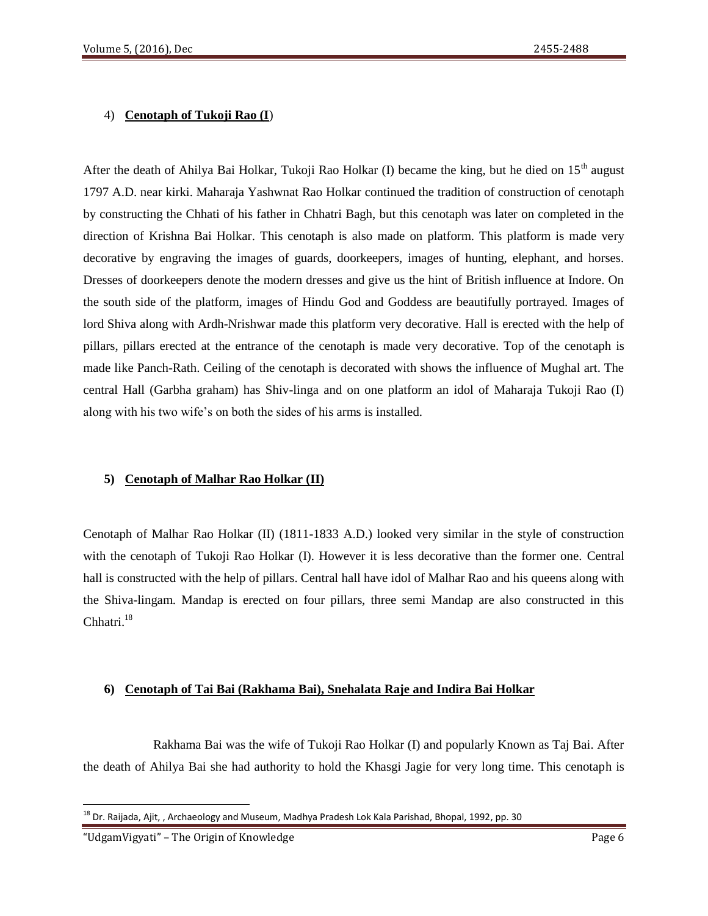4) **Cenotaph of Tukoji Rao (I)**

After the death of Ahilya Bai Holkar, Tukoji Rao Holkar (I) became the king, but he died on 15th august 1797 A.D. near kirki. Maharaja Yashwnat Rao Holkar continued the tradition of construction of cenotaph by constructing the Chhati of his father in Chhatri Bagh, but this cenotaph was later on completed in the direction of Krishna Bai Holkar. This cenotaph is also made on platform. This platform is made very decorative by engraving the images of guards, doorkeepers, images of hunting, elephant, and horses. Dresses of doorkeepers denote the modern dresses and give us the hint of British influence at Indore. On the south side of the platform, images of Hindu God and Goddess are beautifully portrayed. Images of lord Shiva along with Ardh-Nrishwar made this platform very decorative. Hall is erected with the help of pillars, pillars erected at the entrance of the cenotaph is made very decorative. Top of the cenotaph is made like Panch-Rath. Ceiling of the cenotaph is decorated with shows the influence of Mughal art. The central Hall (Garbha graham) has Shiv-linga and on one platform an idol of Maharaja Tukoji Rao (I) along with his two wife's on both the sides of his arms is installed.

**5) Cenotaph of Malhar Rao Holkar (II)**

Cenotaph of Malhar Rao Holkar (II) (1811-1833 A.D.) looked very similar in the style of construction with the cenotaph of Tukoji Rao Holkar (I). However it is less decorative than the former one. Central hall is constructed with the help of pillars. Central hall have idol of Malhar Rao and his queens along with the Shiva-lingam. Mandap is erected on four pillars, three semi Mandap are also constructed in this Chhatri.[18]

**6) Cenotaph of Tai Bai (Rakhama Bai), Snehalata Raje and Indira Bai Holkar**

Rakhama Bai was the wife of Tukoji Rao Holkar (I) and popularly Known as Taj Bai. After the death of Ahilya Bai she had authority to hold the Khasgi Jagie for very long time. This cenotaph is

[18] Dr. Raijada, Ajit, , Archaeology and Museum, Madhya Pradesh Lok Kala Parishad, Bhopal, 1992, pp. 30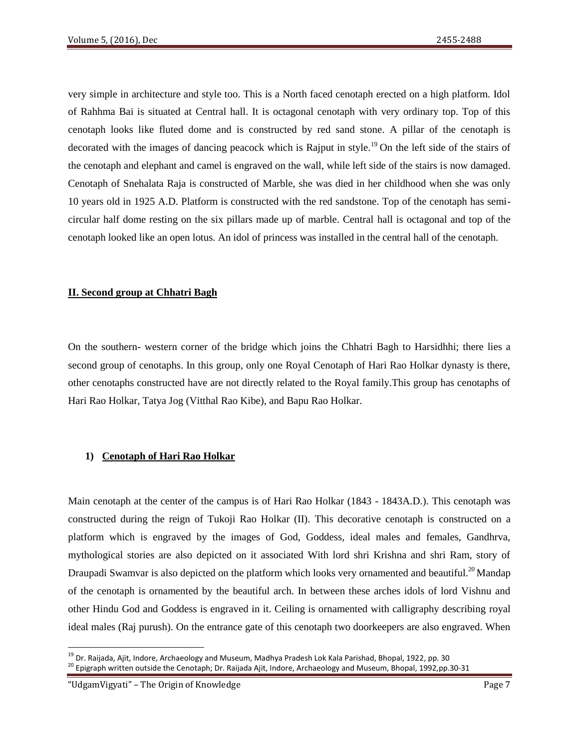very simple in architecture and style too. This is a North faced cenotaph erected on a high platform. Idol of Rahhma Bai is situated at Central hall. It is octagonal cenotaph with very ordinary top. Top of this cenotaph looks like fluted dome and is constructed by red sand stone. A pillar of the cenotaph is decorated with the images of dancing peacock which is Rajput in style.[19] On the left side of the stairs of the cenotaph and elephant and camel is engraved on the wall, while left side of the stairs is now damaged. Cenotaph of Snehalata Raja is constructed of Marble, she was died in her childhood when she was only 10 years old in 1925 A.D. Platform is constructed with the red sandstone. Top of the cenotaph has semi-circular half dome resting on the six pillars made up of marble. Central hall is octagonal and top of the cenotaph looked like an open lotus. An idol of princess was installed in the central hall of the cenotaph.

## **II. Second group at Chhatri Bagh**

On the southern- western corner of the bridge which joins the Chhatri Bagh to Harsidhhi; there lies a second group of cenotaphs. In this group, only one Royal Cenotaph of Hari Rao Holkar dynasty is there, other cenotaphs constructed have are not directly related to the Royal family.This group has cenotaphs of Hari Rao Holkar, Tatya Jog (Vitthal Rao Kibe), and Bapu Rao Holkar.

### **1) Cenotaph of Hari Rao Holkar**

Main cenotaph at the center of the campus is of Hari Rao Holkar (1843 - 1843A.D.). This cenotaph was constructed during the reign of Tukoji Rao Holkar (II). This decorative cenotaph is constructed on a platform which is engraved by the images of God, Goddess, ideal males and females, Gandhrva, mythological stories are also depicted on it associated With lord shri Krishna and shri Ram, story of Draupadi Swamvar is also depicted on the platform which looks very ornamented and beautiful.[20] Mandap of the cenotaph is ornamented by the beautiful arch. In between these arches idols of lord Vishnu and other Hindu God and Goddess is engraved in it. Ceiling is ornamented with calligraphy describing royal ideal males (Raj purush). On the entrance gate of this cenotaph two doorkeepers are also engraved. When

[19] Dr. Raijada, Ajit, Indore, Archaeology and Museum, Madhya Pradesh Lok Kala Parishad, Bhopal, 1922, pp. 30

[20] Epigraph written outside the Cenotaph; Dr. Raijada Ajit, Indore, Archaeology and Museum, Bhopal, 1992,pp.30-31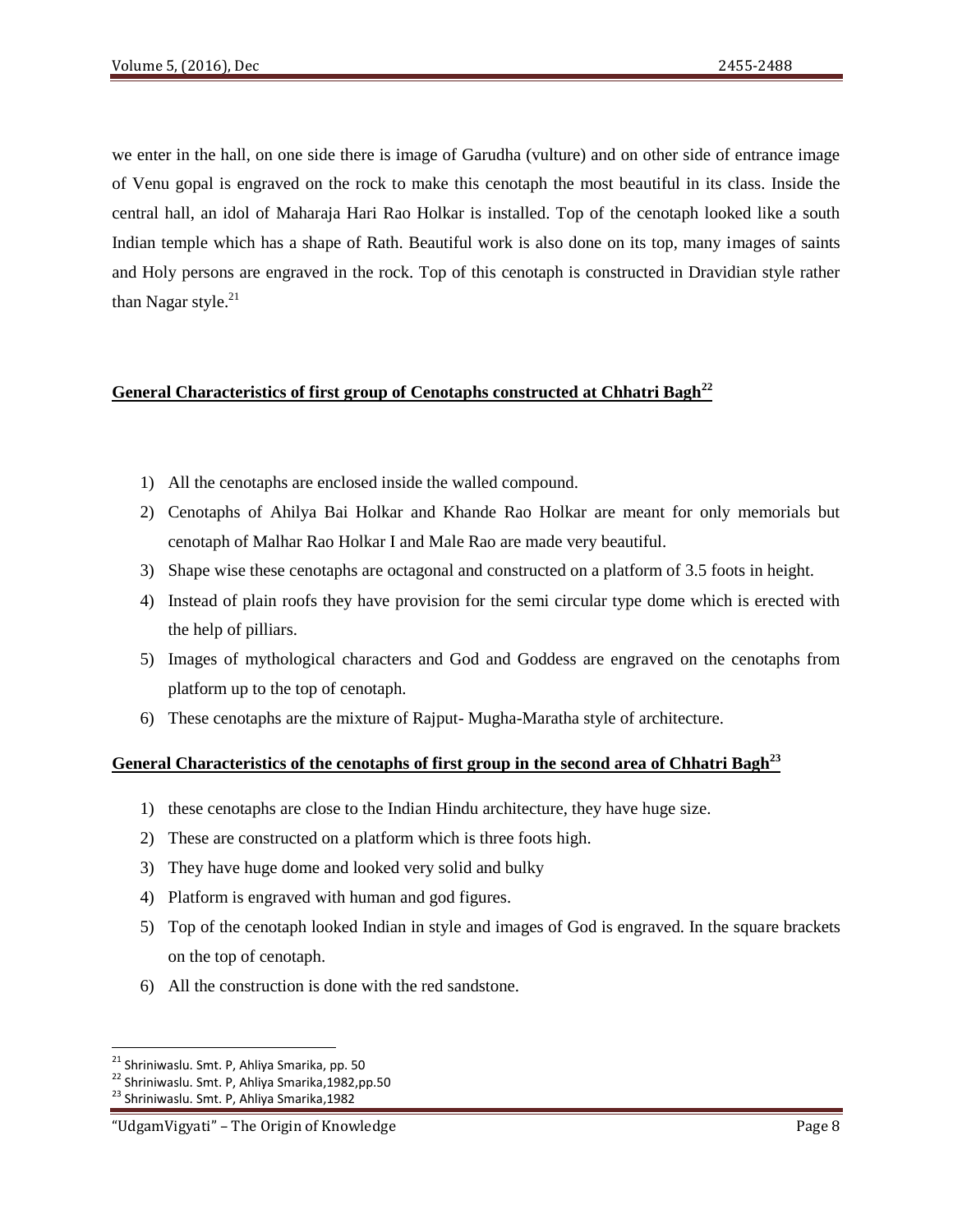we enter in the hall, on one side there is image of Garudha (vulture) and on other side of entrance image of Venu gopal is engraved on the rock to make this cenotaph the most beautiful in its class. Inside the central hall, an idol of Maharaja Hari Rao Holkar is installed. Top of the cenotaph looked like a south Indian temple which has a shape of Rath. Beautiful work is also done on its top, many images of saints and Holy persons are engraved in the rock. Top of this cenotaph is constructed in Dravidian style rather than Nagar style.[21]

## General Characteristics of first group of Cenotaphs constructed at Chhatri Bagh[22]

1) All the cenotaphs are enclosed inside the walled compound.
2) Cenotaphs of Ahilya Bai Holkar and Khande Rao Holkar are meant for only memorials but cenotaph of Malhar Rao Holkar I and Male Rao are made very beautiful.
3) Shape wise these cenotaphs are octagonal and constructed on a platform of 3.5 foots in height.
4) Instead of plain roofs they have provision for the semi circular type dome which is erected with the help of pilliars.
5) Images of mythological characters and God and Goddess are engraved on the cenotaphs from platform up to the top of cenotaph.
6) These cenotaphs are the mixture of Rajput- Mugha-Maratha style of architecture.

## General Characteristics of the cenotaphs of first group in the second area of Chhatri Bagh[23]

1) these cenotaphs are close to the Indian Hindu architecture, they have huge size.
2) These are constructed on a platform which is three foots high.
3) They have huge dome and looked very solid and bulky
4) Platform is engraved with human and god figures.
5) Top of the cenotaph looked Indian in style and images of God is engraved. In the square brackets on the top of cenotaph.
6) All the construction is done with the red sandstone.

---

[21] Shriniwaslu. Smt. P, Ahliya Smarika, pp. 50

[22] Shriniwaslu. Smt. P, Ahliya Smarika,1982,pp.50

[23] Shriniwaslu. Smt. P, Ahliya Smarika,1982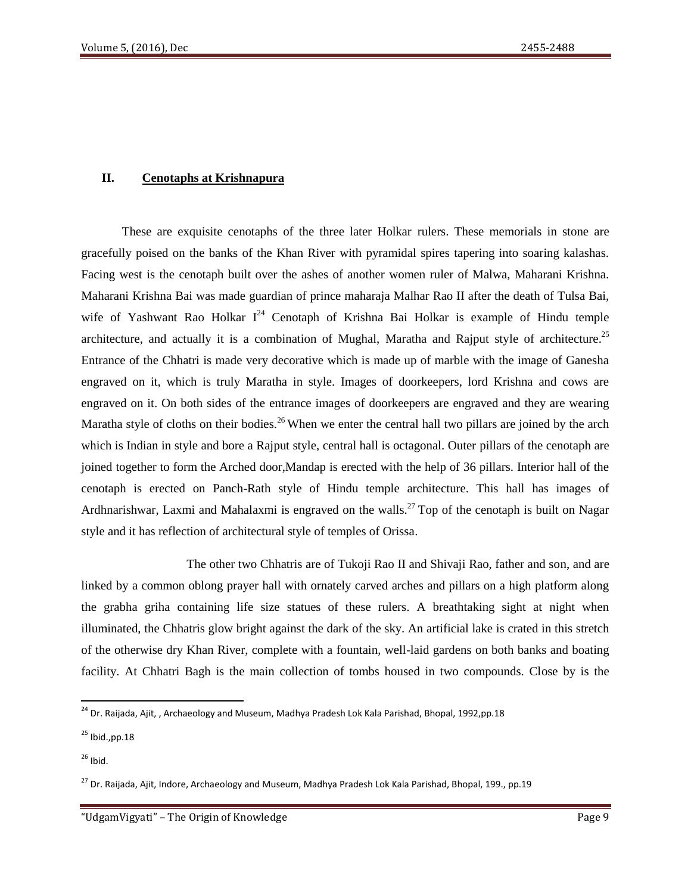## II. Cenotaphs at Krishnapura

These are exquisite cenotaphs of the three later Holkar rulers. These memorials in stone are gracefully poised on the banks of the Khan River with pyramidal spires tapering into soaring kalashas. Facing west is the cenotaph built over the ashes of another women ruler of Malwa, Maharani Krishna. Maharani Krishna Bai was made guardian of prince maharaja Malhar Rao II after the death of Tulsa Bai, wife of Yashwant Rao Holkar I[24] Cenotaph of Krishna Bai Holkar is example of Hindu temple architecture, and actually it is a combination of Mughal, Maratha and Rajput style of architecture.[25] Entrance of the Chhatri is made very decorative which is made up of marble with the image of Ganesha engraved on it, which is truly Maratha in style. Images of doorkeepers, lord Krishna and cows are engraved on it. On both sides of the entrance images of doorkeepers are engraved and they are wearing Maratha style of cloths on their bodies.[26] When we enter the central hall two pillars are joined by the arch which is Indian in style and bore a Rajput style, central hall is octagonal. Outer pillars of the cenotaph are joined together to form the Arched door,Mandap is erected with the help of 36 pillars. Interior hall of the cenotaph is erected on Panch-Rath style of Hindu temple architecture. This hall has images of Ardhnarishwar, Laxmi and Mahalaxmi is engraved on the walls.[27] Top of the cenotaph is built on Nagar style and it has reflection of architectural style of temples of Orissa.

The other two Chhatris are of Tukoji Rao II and Shivaji Rao, father and son, and are linked by a common oblong prayer hall with ornately carved arches and pillars on a high platform along the grabha griha containing life size statues of these rulers. A breathtaking sight at night when illuminated, the Chhatris glow bright against the dark of the sky. An artificial lake is crated in this stretch of the otherwise dry Khan River, complete with a fountain, well-laid gardens on both banks and boating facility. At Chhatri Bagh is the main collection of tombs housed in two compounds. Close by is the

---

[24] Dr. Raijada, Ajit, , Archaeology and Museum, Madhya Pradesh Lok Kala Parishad, Bhopal, 1992,pp.18

[25] Ibid.,pp.18

[26] Ibid.

[27] Dr. Raijada, Ajit, Indore, Archaeology and Museum, Madhya Pradesh Lok Kala Parishad, Bhopal, 199., pp.19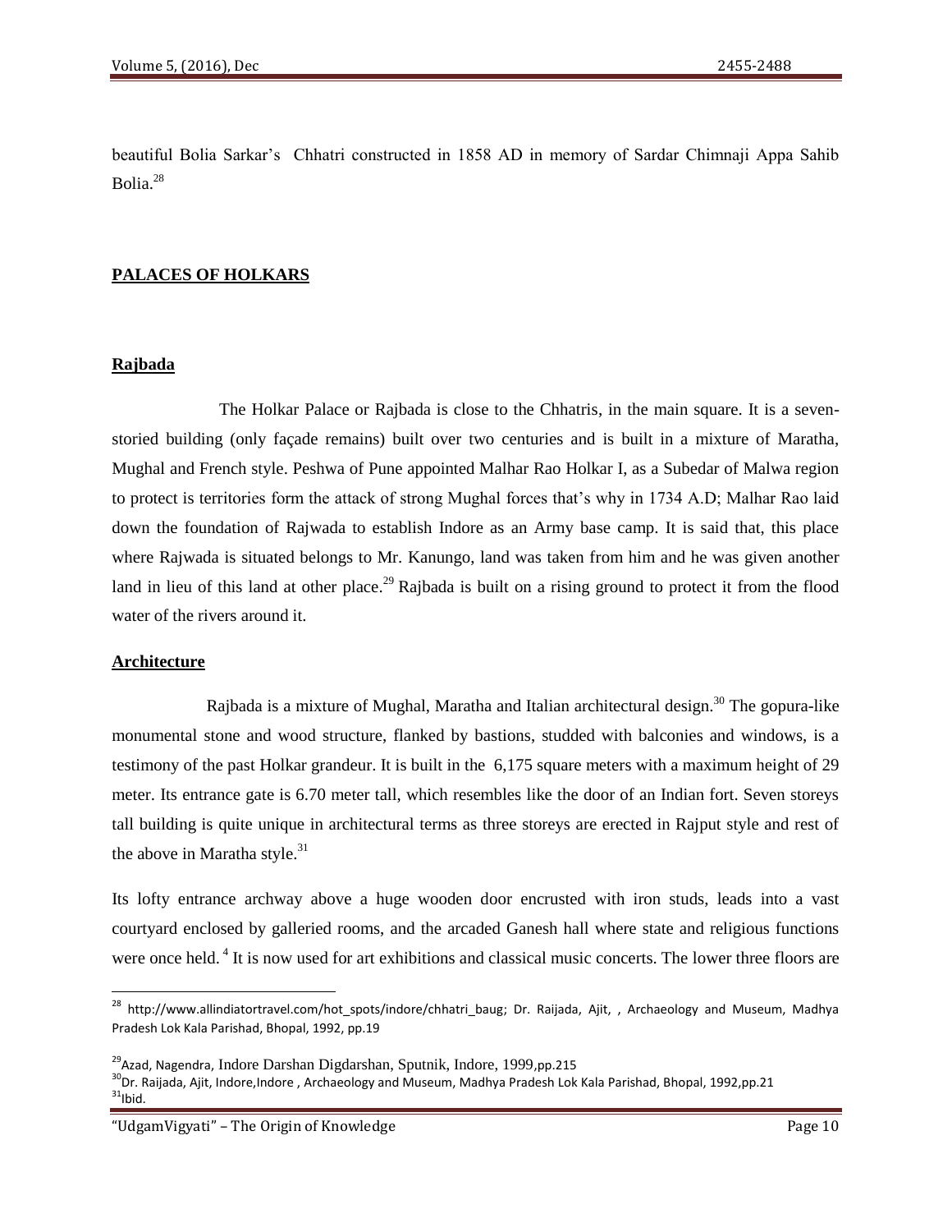beautiful Bolia Sarkar's Chhatri constructed in 1858 AD in memory of Sardar Chimnaji Appa Sahib Bolia.[28]

## PALACES OF HOLKARS

### Rajbada

The Holkar Palace or Rajbada is close to the Chhatris, in the main square. It is a seven-storied building (only façade remains) built over two centuries and is built in a mixture of Maratha, Mughal and French style. Peshwa of Pune appointed Malhar Rao Holkar I, as a Subedar of Malwa region to protect is territories form the attack of strong Mughal forces that's why in 1734 A.D; Malhar Rao laid down the foundation of Rajwada to establish Indore as an Army base camp. It is said that, this place where Rajwada is situated belongs to Mr. Kanungo, land was taken from him and he was given another land in lieu of this land at other place.[29] Rajbada is built on a rising ground to protect it from the flood water of the rivers around it.

### Architecture

Rajbada is a mixture of Mughal, Maratha and Italian architectural design.[30] The gopura-like monumental stone and wood structure, flanked by bastions, studded with balconies and windows, is a testimony of the past Holkar grandeur. It is built in the 6,175 square meters with a maximum height of 29 meter. Its entrance gate is 6.70 meter tall, which resembles like the door of an Indian fort. Seven storeys tall building is quite unique in architectural terms as three storeys are erected in Rajput style and rest of the above in Maratha style.[31]

Its lofty entrance archway above a huge wooden door encrusted with iron studs, leads into a vast courtyard enclosed by galleried rooms, and the arcaded Ganesh hall where state and religious functions were once held. [4] It is now used for art exhibitions and classical music concerts. The lower three floors are

---

[28] http://www.allindiatortravel.com/hot_spots/indore/chhatri_baug; Dr. Raijada, Ajit, , Archaeology and Museum, Madhya Pradesh Lok Kala Parishad, Bhopal, 1992, pp.19

[29] Azad, Nagendra, Indore Darshan Digdarshan, Sputnik, Indore, 1999,pp.215

[30] Dr. Raijada, Ajit, Indore,Indore , Archaeology and Museum, Madhya Pradesh Lok Kala Parishad, Bhopal, 1992,pp.21

[31] Ibid.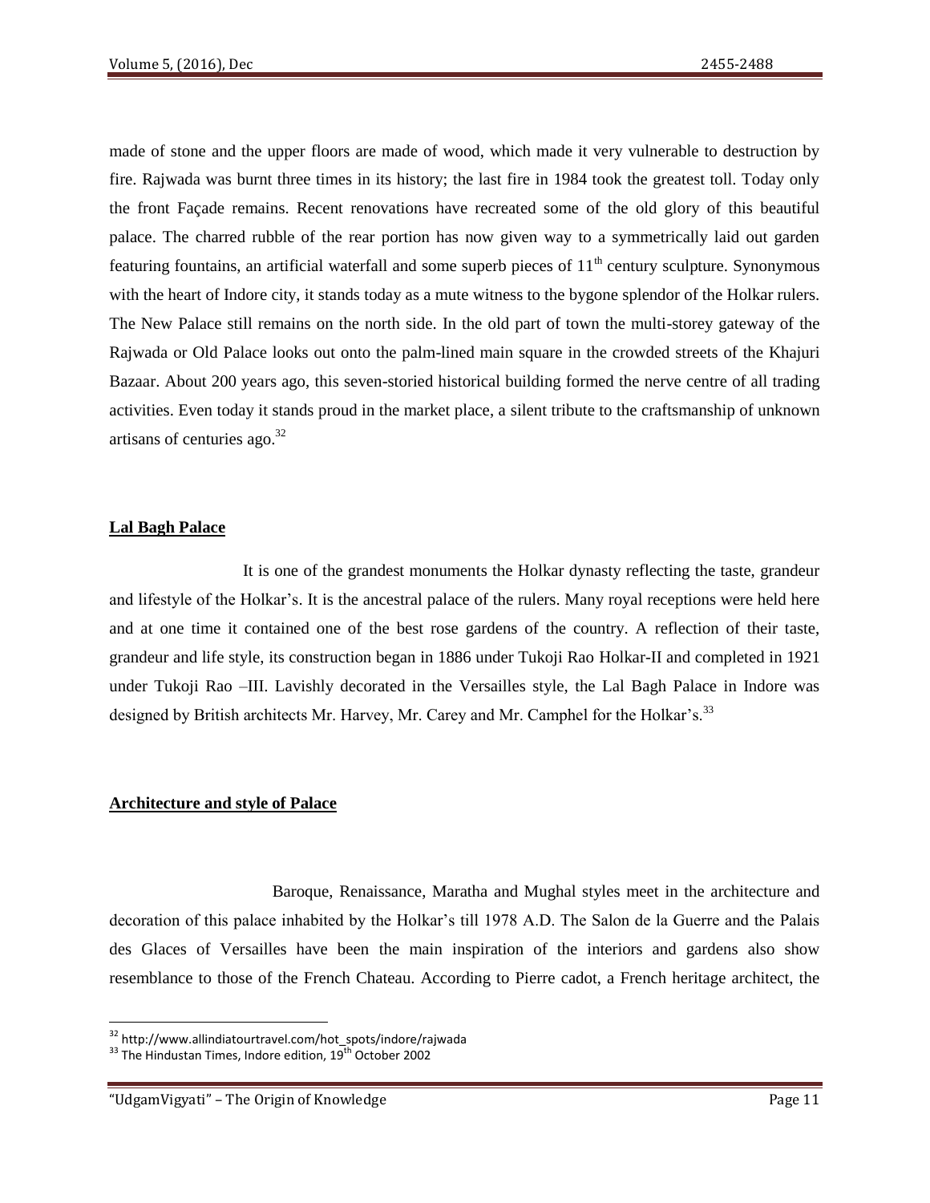made of stone and the upper floors are made of wood, which made it very vulnerable to destruction by fire. Rajwada was burnt three times in its history; the last fire in 1984 took the greatest toll. Today only the front Façade remains. Recent renovations have recreated some of the old glory of this beautiful palace. The charred rubble of the rear portion has now given way to a symmetrically laid out garden featuring fountains, an artificial waterfall and some superb pieces of 11th century sculpture. Synonymous with the heart of Indore city, it stands today as a mute witness to the bygone splendor of the Holkar rulers. The New Palace still remains on the north side. In the old part of town the multi-storey gateway of the Rajwada or Old Palace looks out onto the palm-lined main square in the crowded streets of the Khajuri Bazaar. About 200 years ago, this seven-storied historical building formed the nerve centre of all trading activities. Even today it stands proud in the market place, a silent tribute to the craftsmanship of unknown artisans of centuries ago.[32]

## Lal Bagh Palace

It is one of the grandest monuments the Holkar dynasty reflecting the taste, grandeur and lifestyle of the Holkar's. It is the ancestral palace of the rulers. Many royal receptions were held here and at one time it contained one of the best rose gardens of the country. A reflection of their taste, grandeur and life style, its construction began in 1886 under Tukoji Rao Holkar-II and completed in 1921 under Tukoji Rao –III. Lavishly decorated in the Versailles style, the Lal Bagh Palace in Indore was designed by British architects Mr. Harvey, Mr. Carey and Mr. Camphel for the Holkar's.[33]

## Architecture and style of Palace

Baroque, Renaissance, Maratha and Mughal styles meet in the architecture and decoration of this palace inhabited by the Holkar's till 1978 A.D. The Salon de la Guerre and the Palais des Glaces of Versailles have been the main inspiration of the interiors and gardens also show resemblance to those of the French Chateau. According to Pierre cadot, a French heritage architect, the

---

[32] http://www.allindiatourtravel.com/hot_spots/indore/rajwada

[33] The Hindustan Times, Indore edition, 19th October 2002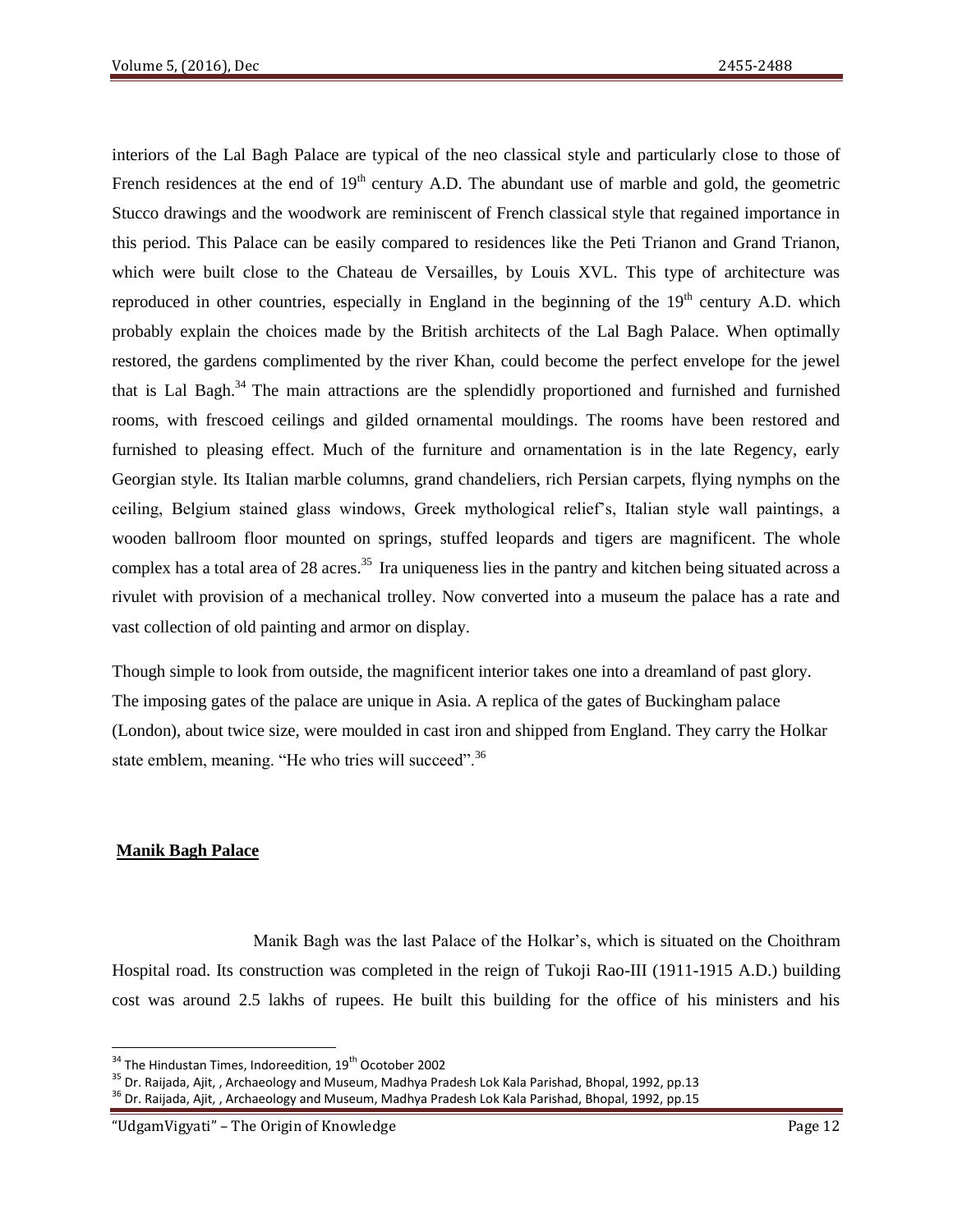interiors of the Lal Bagh Palace are typical of the neo classical style and particularly close to those of French residences at the end of 19th century A.D. The abundant use of marble and gold, the geometric Stucco drawings and the woodwork are reminiscent of French classical style that regained importance in this period. This Palace can be easily compared to residences like the Peti Trianon and Grand Trianon, which were built close to the Chateau de Versailles, by Louis XVL. This type of architecture was reproduced in other countries, especially in England in the beginning of the 19th century A.D. which probably explain the choices made by the British architects of the Lal Bagh Palace. When optimally restored, the gardens complimented by the river Khan, could become the perfect envelope for the jewel that is Lal Bagh.[34] The main attractions are the splendidly proportioned and furnished and furnished rooms, with frescoed ceilings and gilded ornamental mouldings. The rooms have been restored and furnished to pleasing effect. Much of the furniture and ornamentation is in the late Regency, early Georgian style. Its Italian marble columns, grand chandeliers, rich Persian carpets, flying nymphs on the ceiling, Belgium stained glass windows, Greek mythological relief's, Italian style wall paintings, a wooden ballroom floor mounted on springs, stuffed leopards and tigers are magnificent. The whole complex has a total area of 28 acres.[35] Ira uniqueness lies in the pantry and kitchen being situated across a rivulet with provision of a mechanical trolley. Now converted into a museum the palace has a rate and vast collection of old painting and armor on display.

Though simple to look from outside, the magnificent interior takes one into a dreamland of past glory. The imposing gates of the palace are unique in Asia. A replica of the gates of Buckingham palace (London), about twice size, were moulded in cast iron and shipped from England. They carry the Holkar state emblem, meaning. "He who tries will succeed".[36]

## Manik Bagh Palace

Manik Bagh was the last Palace of the Holkar's, which is situated on the Choithram Hospital road. Its construction was completed in the reign of Tukoji Rao-III (1911-1915 A.D.) building cost was around 2.5 lakhs of rupees. He built this building for the office of his ministers and his

[34] The Hindustan Times, Indoreedition, 19th Ocotober 2002

[35] Dr. Raijada, Ajit, , Archaeology and Museum, Madhya Pradesh Lok Kala Parishad, Bhopal, 1992, pp.13

[36] Dr. Raijada, Ajit, , Archaeology and Museum, Madhya Pradesh Lok Kala Parishad, Bhopal, 1992, pp.15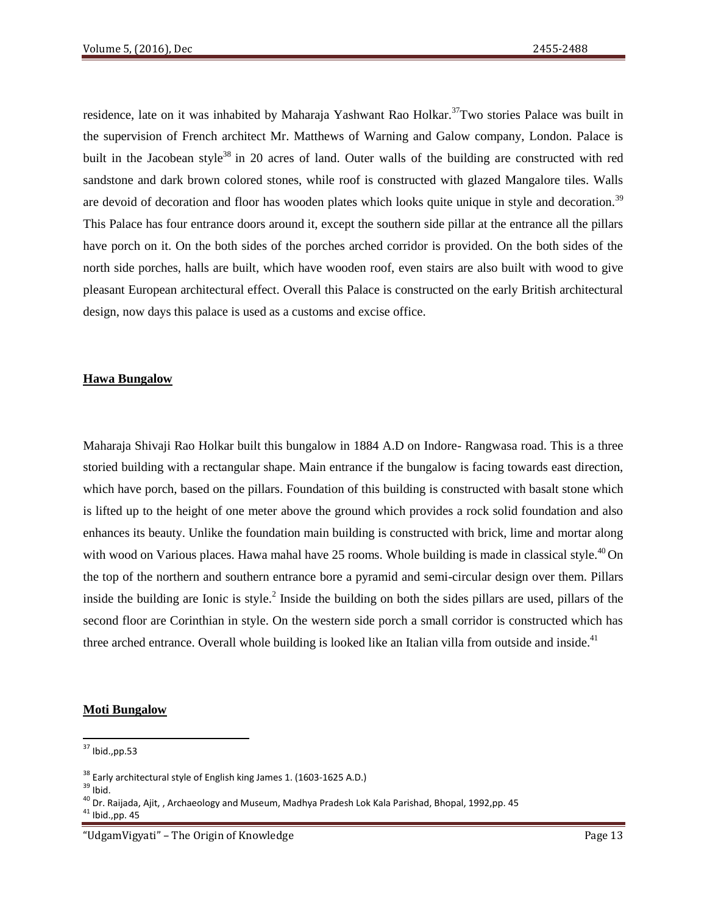residence, late on it was inhabited by Maharaja Yashwant Rao Holkar.[37]Two stories Palace was built in the supervision of French architect Mr. Matthews of Warning and Galow company, London. Palace is built in the Jacobean style[38] in 20 acres of land. Outer walls of the building are constructed with red sandstone and dark brown colored stones, while roof is constructed with glazed Mangalore tiles. Walls are devoid of decoration and floor has wooden plates which looks quite unique in style and decoration.[39] This Palace has four entrance doors around it, except the southern side pillar at the entrance all the pillars have porch on it. On the both sides of the porches arched corridor is provided. On the both sides of the north side porches, halls are built, which have wooden roof, even stairs are also built with wood to give pleasant European architectural effect. Overall this Palace is constructed on the early British architectural design, now days this palace is used as a customs and excise office.

## Hawa Bungalow

Maharaja Shivaji Rao Holkar built this bungalow in 1884 A.D on Indore- Rangwasa road. This is a three storied building with a rectangular shape. Main entrance if the bungalow is facing towards east direction, which have porch, based on the pillars. Foundation of this building is constructed with basalt stone which is lifted up to the height of one meter above the ground which provides a rock solid foundation and also enhances its beauty. Unlike the foundation main building is constructed with brick, lime and mortar along with wood on Various places. Hawa mahal have 25 rooms. Whole building is made in classical style.[40] On the top of the northern and southern entrance bore a pyramid and semi-circular design over them. Pillars inside the building are Ionic is style.[2] Inside the building on both the sides pillars are used, pillars of the second floor are Corinthian in style. On the western side porch a small corridor is constructed which has three arched entrance. Overall whole building is looked like an Italian villa from outside and inside.[41]

## Moti Bungalow

---

[37] Ibid.,pp.53

[38] Early architectural style of English king James 1. (1603-1625 A.D.)

[39] Ibid.

[40] Dr. Raijada, Ajit, , Archaeology and Museum, Madhya Pradesh Lok Kala Parishad, Bhopal, 1992,pp. 45

[41] Ibid.,pp. 45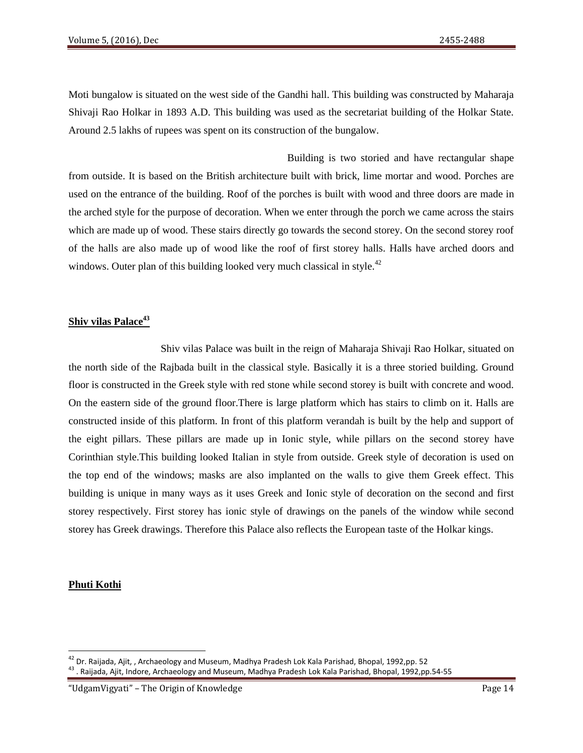Moti bungalow is situated on the west side of the Gandhi hall. This building was constructed by Maharaja Shivaji Rao Holkar in 1893 A.D. This building was used as the secretariat building of the Holkar State. Around 2.5 lakhs of rupees was spent on its construction of the bungalow.

Building is two storied and have rectangular shape from outside. It is based on the British architecture built with brick, lime mortar and wood. Porches are used on the entrance of the building. Roof of the porches is built with wood and three doors are made in the arched style for the purpose of decoration. When we enter through the porch we came across the stairs which are made up of wood. These stairs directly go towards the second storey. On the second storey roof of the halls are also made up of wood like the roof of first storey halls. Halls have arched doors and windows. Outer plan of this building looked very much classical in style.[42]

**Shiv vilas Palace[43]**

Shiv vilas Palace was built in the reign of Maharaja Shivaji Rao Holkar, situated on the north side of the Rajbada built in the classical style. Basically it is a three storied building. Ground floor is constructed in the Greek style with red stone while second storey is built with concrete and wood. On the eastern side of the ground floor.There is large platform which has stairs to climb on it. Halls are constructed inside of this platform. In front of this platform verandah is built by the help and support of the eight pillars. These pillars are made up in Ionic style, while pillars on the second storey have Corinthian style.This building looked Italian in style from outside. Greek style of decoration is used on the top end of the windows; masks are also implanted on the walls to give them Greek effect. This building is unique in many ways as it uses Greek and Ionic style of decoration on the second and first storey respectively. First storey has ionic style of drawings on the panels of the window while second storey has Greek drawings. Therefore this Palace also reflects the European taste of the Holkar kings.

**Phuti Kothi**

---

[42] Dr. Raijada, Ajit, , Archaeology and Museum, Madhya Pradesh Lok Kala Parishad, Bhopal, 1992,pp. 52

[43] . Raijada, Ajit, Indore, Archaeology and Museum, Madhya Pradesh Lok Kala Parishad, Bhopal, 1992,pp.54-55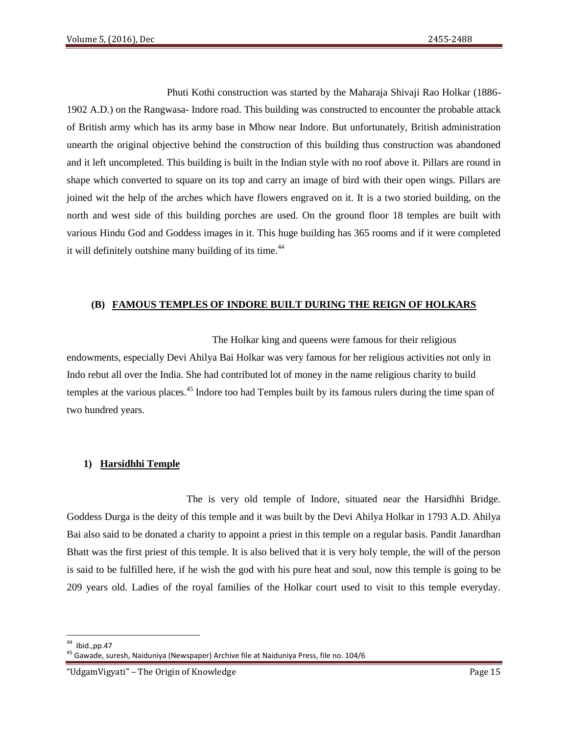Phuti Kothi construction was started by the Maharaja Shivaji Rao Holkar (1886-1902 A.D.) on the Rangwasa- Indore road. This building was constructed to encounter the probable attack of British army which has its army base in Mhow near Indore. But unfortunately, British administration unearth the original objective behind the construction of this building thus construction was abandoned and it left uncompleted. This building is built in the Indian style with no roof above it. Pillars are round in shape which converted to square on its top and carry an image of bird with their open wings. Pillars are joined wit the help of the arches which have flowers engraved on it. It is a two storied building, on the north and west side of this building porches are used. On the ground floor 18 temples are built with various Hindu God and Goddess images in it. This huge building has 365 rooms and if it were completed it will definitely outshine many building of its time.[44]

### (B) FAMOUS TEMPLES OF INDORE BUILT DURING THE REIGN OF HOLKARS

The Holkar king and queens were famous for their religious endowments, especially Devi Ahilya Bai Holkar was very famous for her religious activities not only in Indo rebut all over the India. She had contributed lot of money in the name religious charity to build temples at the various places.[45] Indore too had Temples built by its famous rulers during the time span of two hundred years.

#### 1) Harsidhhi Temple

The is very old temple of Indore, situated near the Harsidhhi Bridge. Goddess Durga is the deity of this temple and it was built by the Devi Ahilya Holkar in 1793 A.D. Ahilya Bai also said to be donated a charity to appoint a priest in this temple on a regular basis. Pandit Janardhan Bhatt was the first priest of this temple. It is also belived that it is very holy temple, the will of the person is said to be fulfilled here, if he wish the god with his pure heat and soul, now this temple is going to be 209 years old. Ladies of the royal families of the Holkar court used to visit to this temple everyday.

---

[44] Ibid.,pp.47

[45] Gawade, suresh, Naiduniya (Newspaper) Archive file at Naiduniya Press, file no. 104/6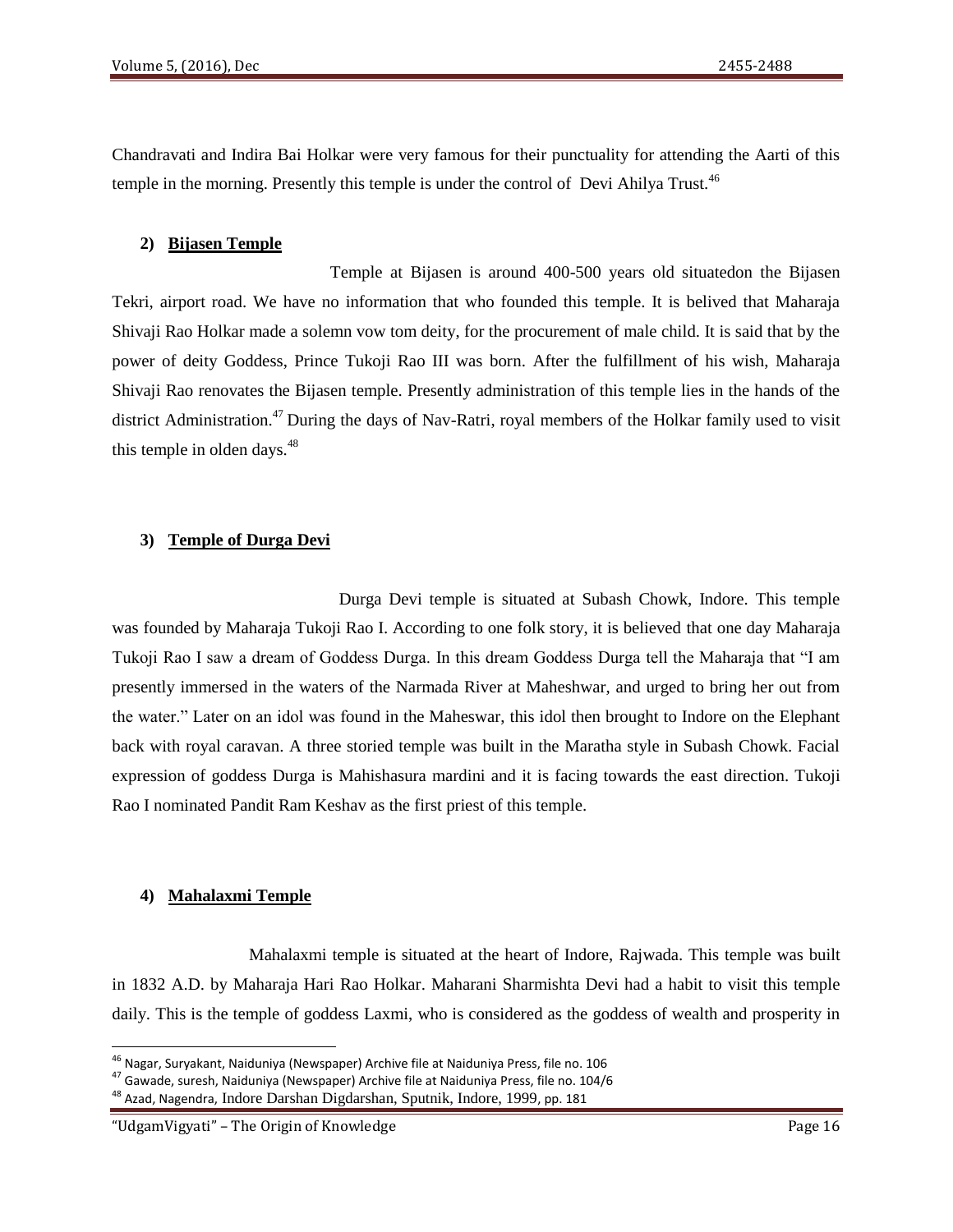Chandravati and Indira Bai Holkar were very famous for their punctuality for attending the Aarti of this temple in the morning. Presently this temple is under the control of Devi Ahilya Trust.[46]

### 2) Bijasen Temple

Temple at Bijasen is around 400-500 years old situatedon the Bijasen Tekri, airport road. We have no information that who founded this temple. It is belived that Maharaja Shivaji Rao Holkar made a solemn vow tom deity, for the procurement of male child. It is said that by the power of deity Goddess, Prince Tukoji Rao III was born. After the fulfillment of his wish, Maharaja Shivaji Rao renovates the Bijasen temple. Presently administration of this temple lies in the hands of the district Administration.[47] During the days of Nav-Ratri, royal members of the Holkar family used to visit this temple in olden days.[48]

### 3) Temple of Durga Devi

Durga Devi temple is situated at Subash Chowk, Indore. This temple was founded by Maharaja Tukoji Rao I. According to one folk story, it is believed that one day Maharaja Tukoji Rao I saw a dream of Goddess Durga. In this dream Goddess Durga tell the Maharaja that "I am presently immersed in the waters of the Narmada River at Maheshwar, and urged to bring her out from the water." Later on an idol was found in the Maheswar, this idol then brought to Indore on the Elephant back with royal caravan. A three storied temple was built in the Maratha style in Subash Chowk. Facial expression of goddess Durga is Mahishasura mardini and it is facing towards the east direction. Tukoji Rao I nominated Pandit Ram Keshav as the first priest of this temple.

### 4) Mahalaxmi Temple

Mahalaxmi temple is situated at the heart of Indore, Rajwada. This temple was built in 1832 A.D. by Maharaja Hari Rao Holkar. Maharani Sharmishta Devi had a habit to visit this temple daily. This is the temple of goddess Laxmi, who is considered as the goddess of wealth and prosperity in

---

[46] Nagar, Suryakant, Naiduniya (Newspaper) Archive file at Naiduniya Press, file no. 106

[47] Gawade, suresh, Naiduniya (Newspaper) Archive file at Naiduniya Press, file no. 104/6

[48] Azad, Nagendra, Indore Darshan Digdarshan, Sputnik, Indore, 1999, pp. 181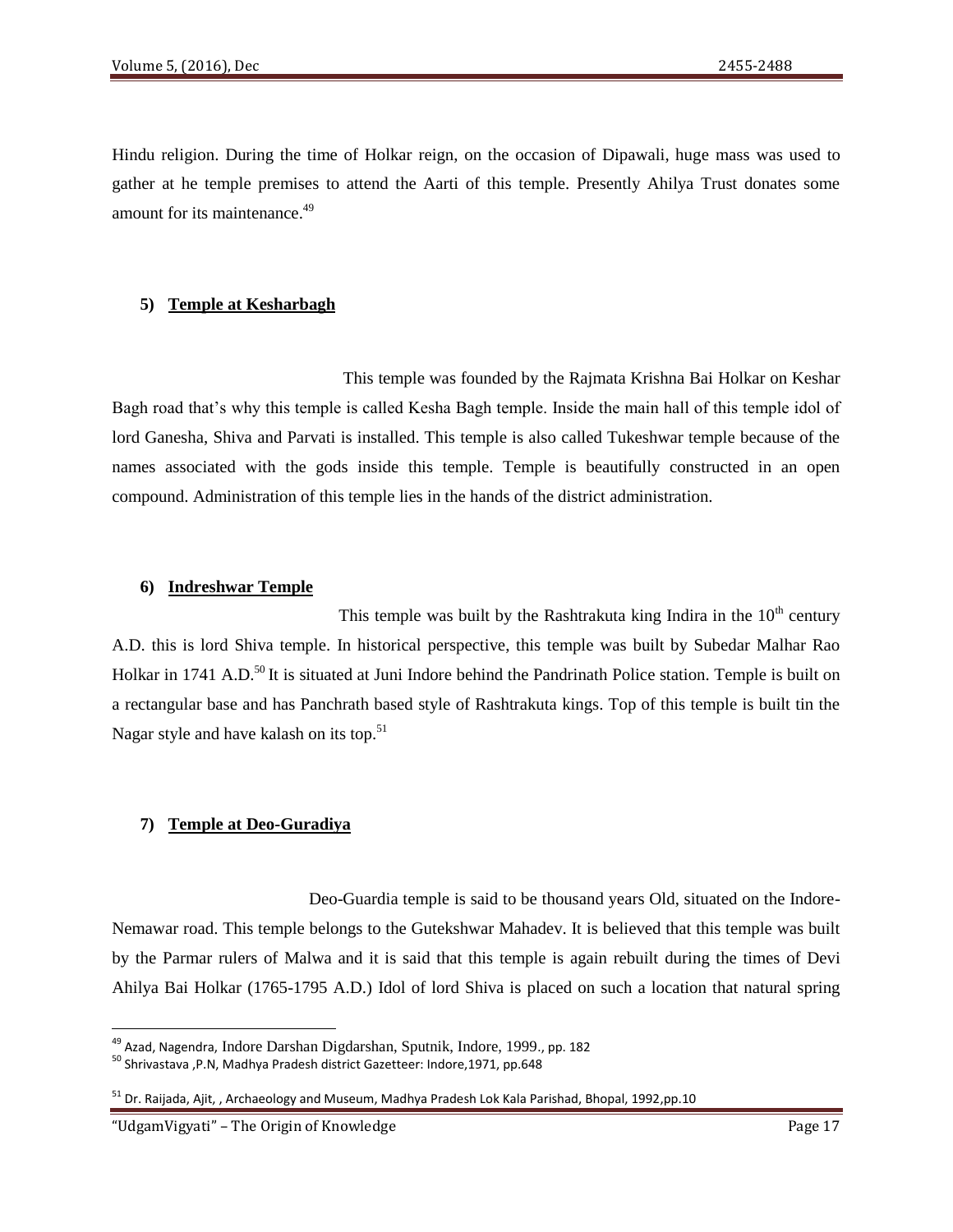Hindu religion. During the time of Holkar reign, on the occasion of Dipawali, huge mass was used to gather at he temple premises to attend the Aarti of this temple. Presently Ahilya Trust donates some amount for its maintenance.[49]

### 5) Temple at Kesharbagh

This temple was founded by the Rajmata Krishna Bai Holkar on Keshar Bagh road that's why this temple is called Kesha Bagh temple. Inside the main hall of this temple idol of lord Ganesha, Shiva and Parvati is installed. This temple is also called Tukeshwar temple because of the names associated with the gods inside this temple. Temple is beautifully constructed in an open compound. Administration of this temple lies in the hands of the district administration.

### 6) Indreshwar Temple

This temple was built by the Rashtrakuta king Indira in the 10th century A.D. this is lord Shiva temple. In historical perspective, this temple was built by Subedar Malhar Rao Holkar in 1741 A.D.[50] It is situated at Juni Indore behind the Pandrinath Police station. Temple is built on a rectangular base and has Panchrath based style of Rashtrakuta kings. Top of this temple is built tin the Nagar style and have kalash on its top.[51]

### 7) Temple at Deo-Guradiya

Deo-Guardia temple is said to be thousand years Old, situated on the Indore-Nemawar road. This temple belongs to the Gutekshwar Mahadev. It is believed that this temple was built by the Parmar rulers of Malwa and it is said that this temple is again rebuilt during the times of Devi Ahilya Bai Holkar (1765-1795 A.D.) Idol of lord Shiva is placed on such a location that natural spring

---

[49] Azad, Nagendra, Indore Darshan Digdarshan, Sputnik, Indore, 1999., pp. 182

[50] Shrivastava ,P.N, Madhya Pradesh district Gazetteer: Indore,1971, pp.648

[51] Dr. Raijada, Ajit, , Archaeology and Museum, Madhya Pradesh Lok Kala Parishad, Bhopal, 1992,pp.10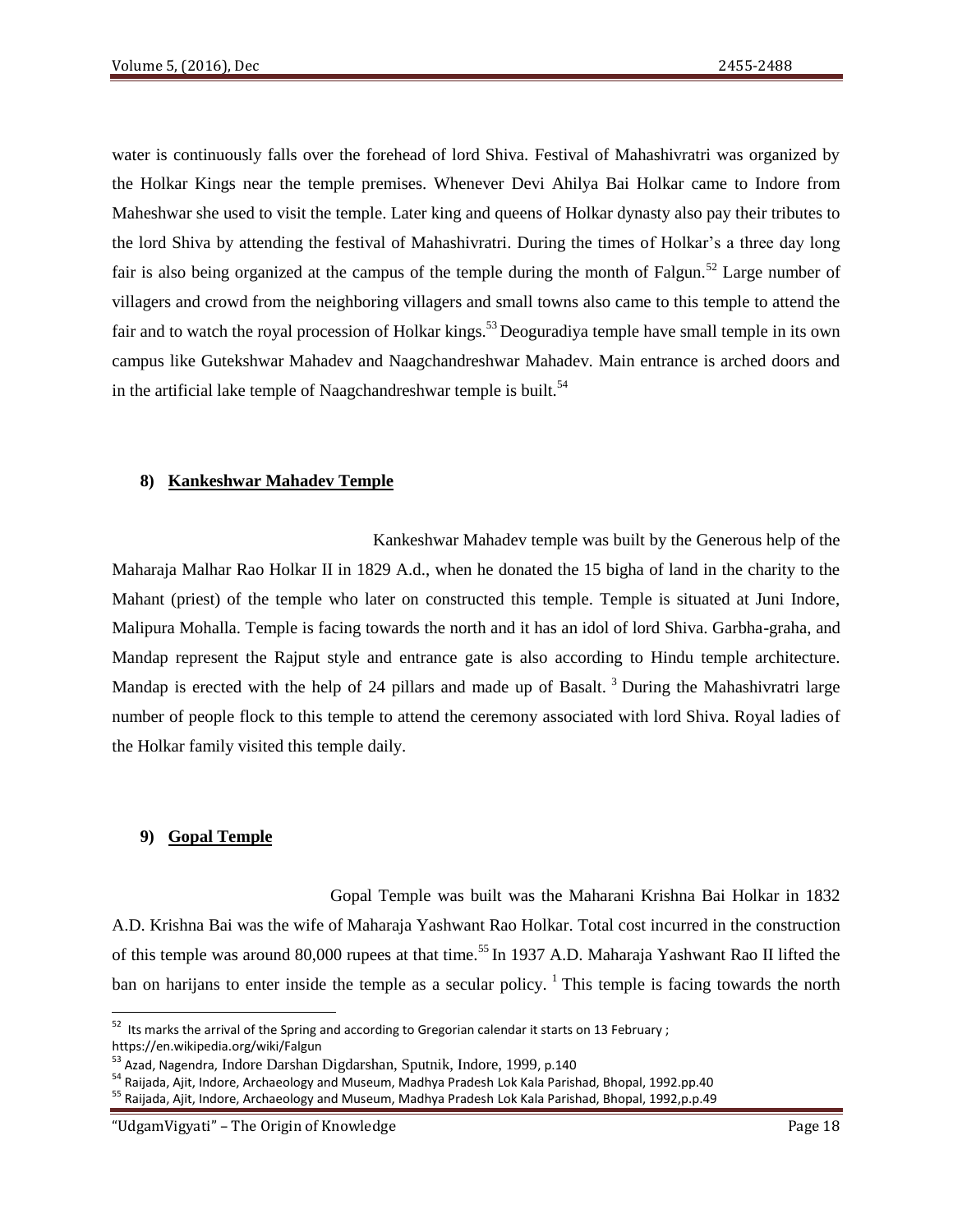water is continuously falls over the forehead of lord Shiva. Festival of Mahashivratri was organized by the Holkar Kings near the temple premises. Whenever Devi Ahilya Bai Holkar came to Indore from Maheshwar she used to visit the temple. Later king and queens of Holkar dynasty also pay their tributes to the lord Shiva by attending the festival of Mahashivratri. During the times of Holkar's a three day long fair is also being organized at the campus of the temple during the month of Falgun.[52] Large number of villagers and crowd from the neighboring villagers and small towns also came to this temple to attend the fair and to watch the royal procession of Holkar kings.[53] Deoguradiya temple have small temple in its own campus like Gutekshwar Mahadev and Naagchandreshwar Mahadev. Main entrance is arched doors and in the artificial lake temple of Naagchandreshwar temple is built.[54]

### 8) Kankeshwar Mahadev Temple

Kankeshwar Mahadev temple was built by the Generous help of the Maharaja Malhar Rao Holkar II in 1829 A.d., when he donated the 15 bigha of land in the charity to the Mahant (priest) of the temple who later on constructed this temple. Temple is situated at Juni Indore, Malipura Mohalla. Temple is facing towards the north and it has an idol of lord Shiva. Garbha-graha, and Mandap represent the Rajput style and entrance gate is also according to Hindu temple architecture. Mandap is erected with the help of 24 pillars and made up of Basalt. [3] During the Mahashivratri large number of people flock to this temple to attend the ceremony associated with lord Shiva. Royal ladies of the Holkar family visited this temple daily.

### 9) Gopal Temple

Gopal Temple was built was the Maharani Krishna Bai Holkar in 1832 A.D. Krishna Bai was the wife of Maharaja Yashwant Rao Holkar. Total cost incurred in the construction of this temple was around 80,000 rupees at that time.[55] In 1937 A.D. Maharaja Yashwant Rao II lifted the ban on harijans to enter inside the temple as a secular policy. [1] This temple is facing towards the north

---

[52] Its marks the arrival of the Spring and according to Gregorian calendar it starts on 13 February ; https://en.wikipedia.org/wiki/Falgun

[53] Azad, Nagendra, Indore Darshan Digdarshan, Sputnik, Indore, 1999, p.140

[54] Raijada, Ajit, Indore, Archaeology and Museum, Madhya Pradesh Lok Kala Parishad, Bhopal, 1992.pp.40

[55] Raijada, Ajit, Indore, Archaeology and Museum, Madhya Pradesh Lok Kala Parishad, Bhopal, 1992,p.p.49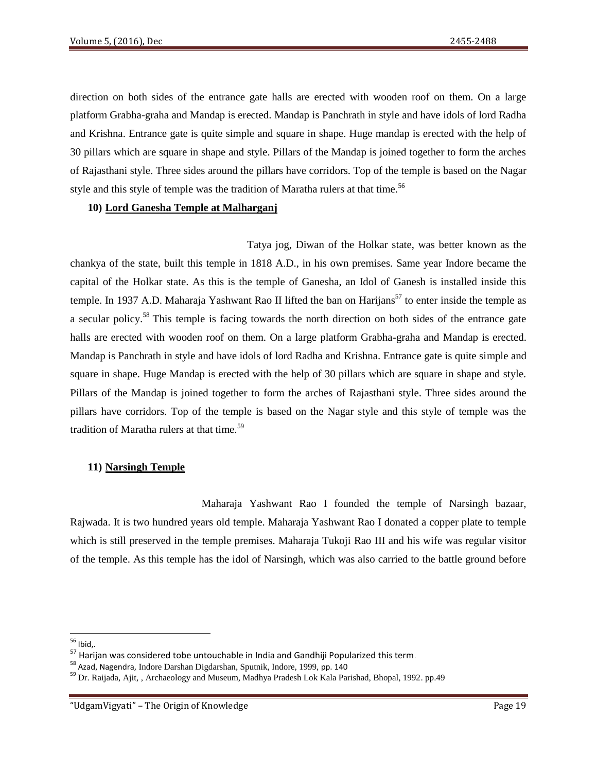direction on both sides of the entrance gate halls are erected with wooden roof on them. On a large platform Grabha-graha and Mandap is erected. Mandap is Panchrath in style and have idols of lord Radha and Krishna. Entrance gate is quite simple and square in shape. Huge mandap is erected with the help of 30 pillars which are square in shape and style. Pillars of the Mandap is joined together to form the arches of Rajasthani style. Three sides around the pillars have corridors. Top of the temple is based on the Nagar style and this style of temple was the tradition of Maratha rulers at that time.[56]

**10) Lord Ganesha Temple at Malharganj**

Tatya jog, Diwan of the Holkar state, was better known as the chankya of the state, built this temple in 1818 A.D., in his own premises. Same year Indore became the capital of the Holkar state. As this is the temple of Ganesha, an Idol of Ganesh is installed inside this temple. In 1937 A.D. Maharaja Yashwant Rao II lifted the ban on Harijans[57] to enter inside the temple as a secular policy.[58] This temple is facing towards the north direction on both sides of the entrance gate halls are erected with wooden roof on them. On a large platform Grabha-graha and Mandap is erected. Mandap is Panchrath in style and have idols of lord Radha and Krishna. Entrance gate is quite simple and square in shape. Huge Mandap is erected with the help of 30 pillars which are square in shape and style. Pillars of the Mandap is joined together to form the arches of Rajasthani style. Three sides around the pillars have corridors. Top of the temple is based on the Nagar style and this style of temple was the tradition of Maratha rulers at that time.[59]

**11) Narsingh Temple**

Maharaja Yashwant Rao I founded the temple of Narsingh bazaar, Rajwada. It is two hundred years old temple. Maharaja Yashwant Rao I donated a copper plate to temple which is still preserved in the temple premises. Maharaja Tukoji Rao III and his wife was regular visitor of the temple. As this temple has the idol of Narsingh, which was also carried to the battle ground before

---

[56] Ibid,.

[57] Harijan was considered tobe untouchable in India and Gandhiji Popularized this term.

[58] Azad, Nagendra, Indore Darshan Digdarshan, Sputnik, Indore, 1999, pp. 140

[59] Dr. Raijada, Ajit, , Archaeology and Museum, Madhya Pradesh Lok Kala Parishad, Bhopal, 1992. pp.49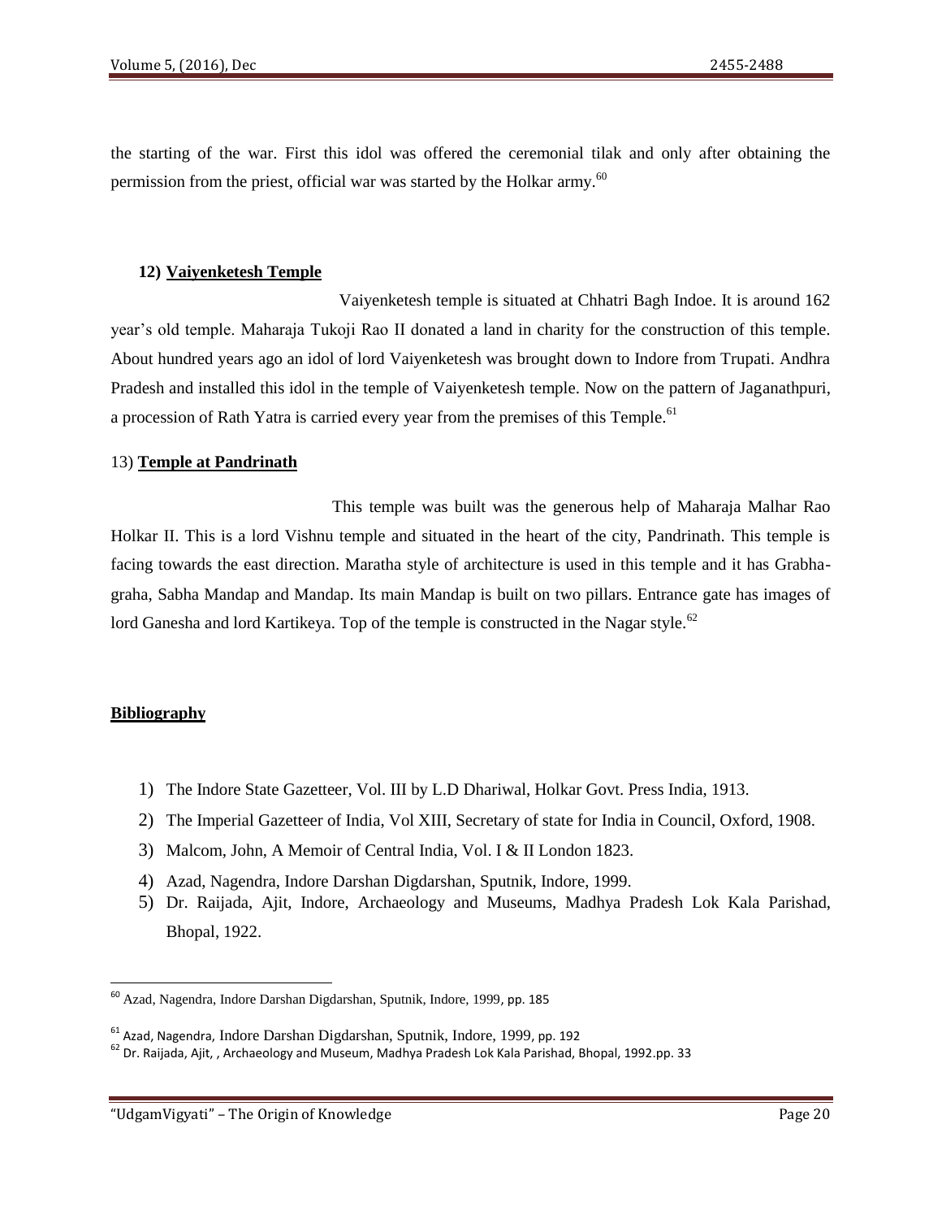the starting of the war. First this idol was offered the ceremonial tilak and only after obtaining the permission from the priest, official war was started by the Holkar army.[60]

**12) Vaiyenketesh Temple**

Vaiyenketesh temple is situated at Chhatri Bagh Indoe. It is around 162 year's old temple. Maharaja Tukoji Rao II donated a land in charity for the construction of this temple. About hundred years ago an idol of lord Vaiyenketesh was brought down to Indore from Trupati. Andhra Pradesh and installed this idol in the temple of Vaiyenketesh temple. Now on the pattern of Jaganathpuri, a procession of Rath Yatra is carried every year from the premises of this Temple.[61]

13) **Temple at Pandrinath**

This temple was built was the generous help of Maharaja Malhar Rao Holkar II. This is a lord Vishnu temple and situated in the heart of the city, Pandrinath. This temple is facing towards the east direction. Maratha style of architecture is used in this temple and it has Grabha-graha, Sabha Mandap and Mandap. Its main Mandap is built on two pillars. Entrance gate has images of lord Ganesha and lord Kartikeya. Top of the temple is constructed in the Nagar style.[62]

**Bibliography**

1) The Indore State Gazetteer, Vol. III by L.D Dhariwal, Holkar Govt. Press India, 1913.
2) The Imperial Gazetteer of India, Vol XIII, Secretary of state for India in Council, Oxford, 1908.
3) Malcom, John, A Memoir of Central India, Vol. I & II London 1823.
4) Azad, Nagendra, Indore Darshan Digdarshan, Sputnik, Indore, 1999.
5) Dr. Raijada, Ajit, Indore, Archaeology and Museums, Madhya Pradesh Lok Kala Parishad, Bhopal, 1922.

---

[60] Azad, Nagendra, Indore Darshan Digdarshan, Sputnik, Indore, 1999, pp. 185

[61] Azad, Nagendra, Indore Darshan Digdarshan, Sputnik, Indore, 1999, pp. 192

[62] Dr. Raijada, Ajit, , Archaeology and Museum, Madhya Pradesh Lok Kala Parishad, Bhopal, 1992.pp. 33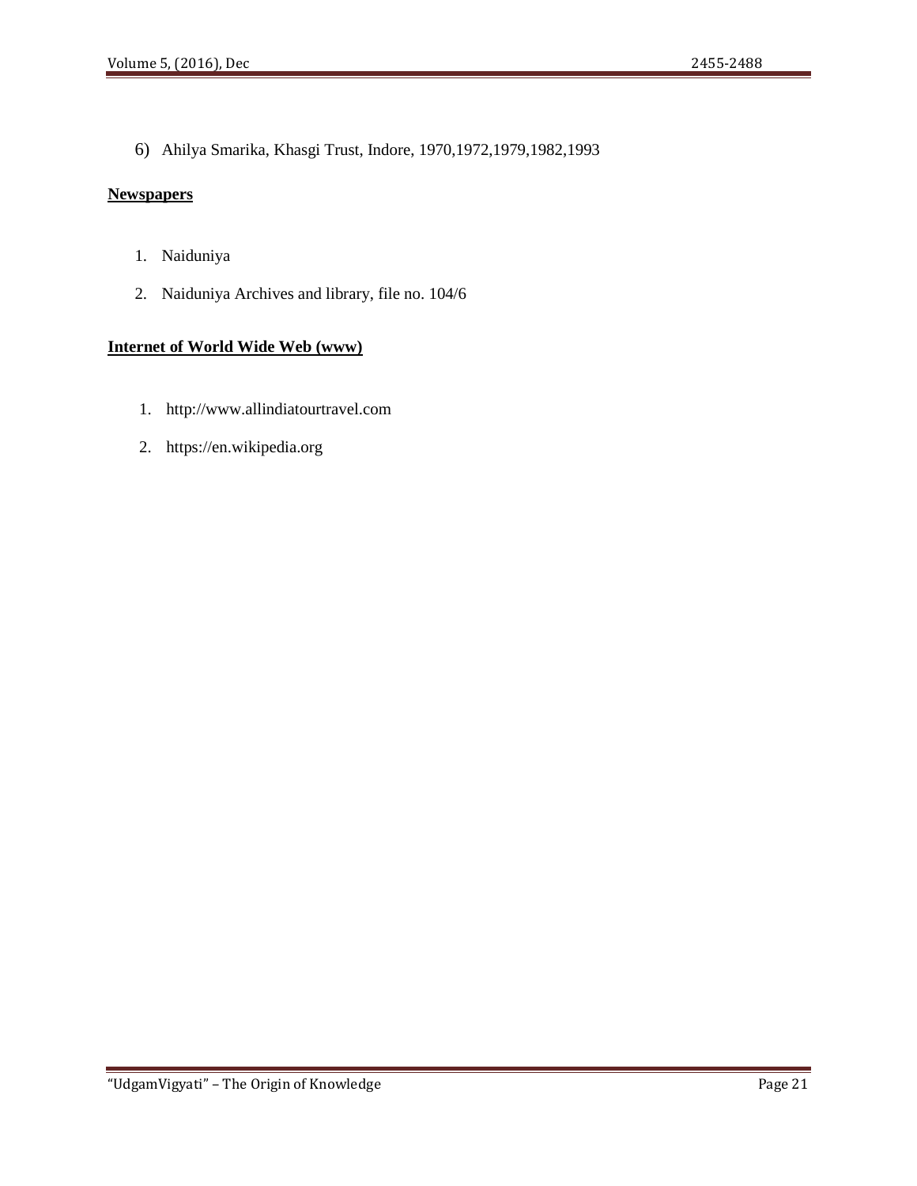6) Ahilya Smarika, Khasgi Trust, Indore, 1970,1972,1979,1982,1993

**Newspapers**

1. Naiduniya
2. Naiduniya Archives and library, file no. 104/6

**Internet of World Wide Web (www)**

1. http://www.allindiatourtravel.com
2. https://en.wikipedia.org